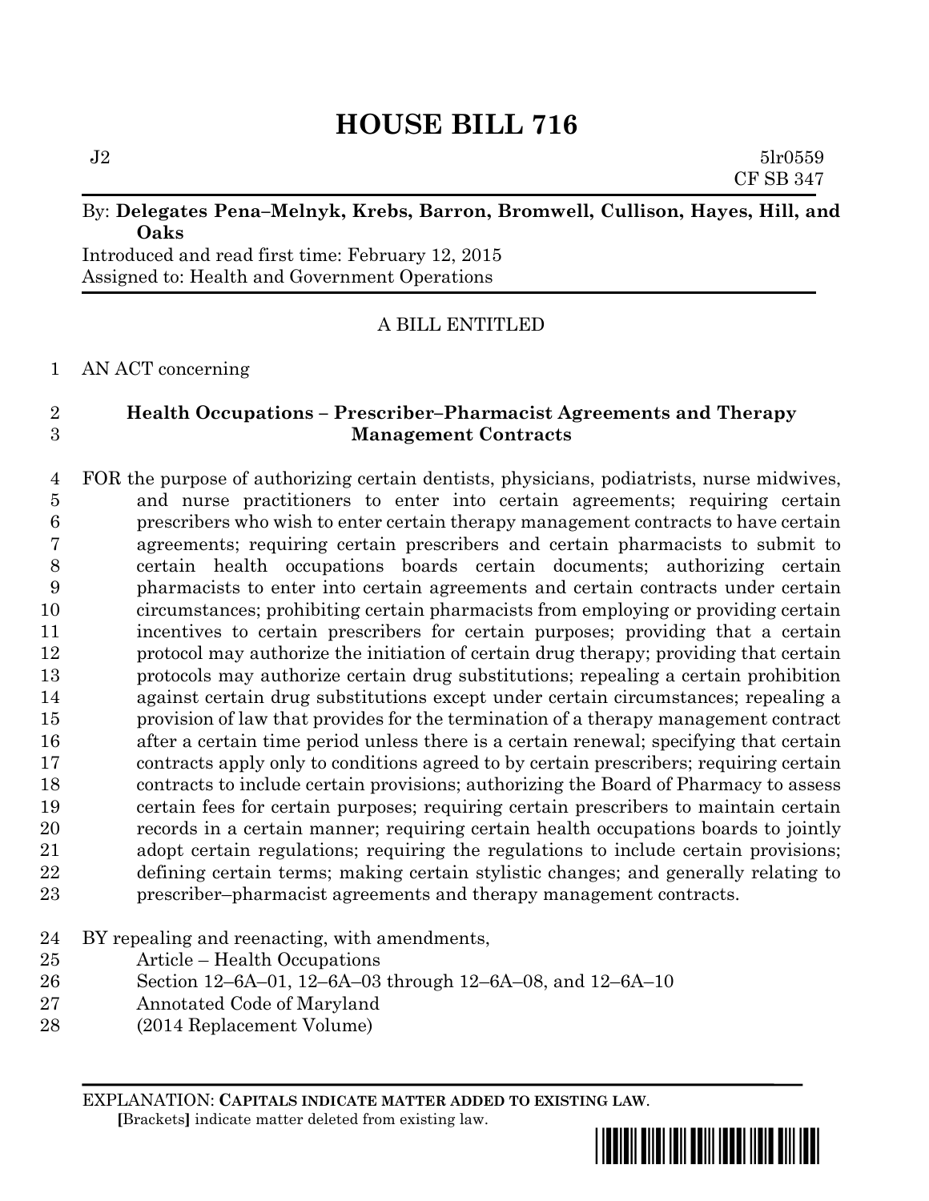# HOUSE BILL 716

J2 5lr0559
CF SB 347

By: **Delegates Pena–Melnyk, Krebs, Barron, Bromwell, Cullison, Hayes, Hill, and Oaks**

Introduced and read first time: February 12, 2015
Assigned to: Health and Government Operations

A BILL ENTITLED

1 AN ACT concerning

2 **Health Occupations – Prescriber–Pharmacist Agreements and Therapy**
3 **Management Contracts**

4 FOR the purpose of authorizing certain dentists, physicians, podiatrists, nurse midwives,
5 and nurse practitioners to enter into certain agreements; requiring certain
6 prescribers who wish to enter certain therapy management contracts to have certain
7 agreements; requiring certain prescribers and certain pharmacists to submit to
8 certain health occupations boards certain documents; authorizing certain
9 pharmacists to enter into certain agreements and certain contracts under certain
10 circumstances; prohibiting certain pharmacists from employing or providing certain
11 incentives to certain prescribers for certain purposes; providing that a certain
12 protocol may authorize the initiation of certain drug therapy; providing that certain
13 protocols may authorize certain drug substitutions; repealing a certain prohibition
14 against certain drug substitutions except under certain circumstances; repealing a
15 provision of law that provides for the termination of a therapy management contract
16 after a certain time period unless there is a certain renewal; specifying that certain
17 contracts apply only to conditions agreed to by certain prescribers; requiring certain
18 contracts to include certain provisions; authorizing the Board of Pharmacy to assess
19 certain fees for certain purposes; requiring certain prescribers to maintain certain
20 records in a certain manner; requiring certain health occupations boards to jointly
21 adopt certain regulations; requiring the regulations to include certain provisions;
22 defining certain terms; making certain stylistic changes; and generally relating to
23 prescriber–pharmacist agreements and therapy management contracts.

24 BY repealing and reenacting, with amendments,
25 Article – Health Occupations
26 Section 12–6A–01, 12–6A–03 through 12–6A–08, and 12–6A–10
27 Annotated Code of Maryland
28 (2014 Replacement Volume)

EXPLANATION: **CAPITALS INDICATE MATTER ADDED TO EXISTING LAW**.
**[**Brackets**]** indicate matter deleted from existing law.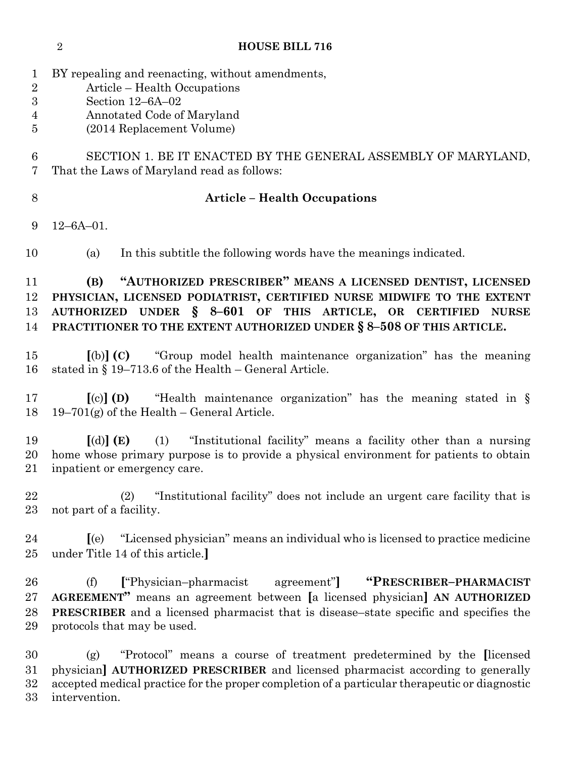BY repealing and reenacting, without amendments,
Article – Health Occupations
Section 12–6A–02
Annotated Code of Maryland
(2014 Replacement Volume)

SECTION 1. BE IT ENACTED BY THE GENERAL ASSEMBLY OF MARYLAND, That the Laws of Maryland read as follows:

**Article – Health Occupations**

12–6A–01.

(a) In this subtitle the following words have the meanings indicated.

**(B) "AUTHORIZED PRESCRIBER" MEANS A LICENSED DENTIST, LICENSED PHYSICIAN, LICENSED PODIATRIST, CERTIFIED NURSE MIDWIFE TO THE EXTENT AUTHORIZED UNDER § 8–601 OF THIS ARTICLE, OR CERTIFIED NURSE PRACTITIONER TO THE EXTENT AUTHORIZED UNDER § 8–508 OF THIS ARTICLE.**

**[**(b)**] (C)** "Group model health maintenance organization" has the meaning stated in § 19–713.6 of the Health – General Article.

**[**(c)**] (D)** "Health maintenance organization" has the meaning stated in § 19–701(g) of the Health – General Article.

**[**(d)**] (E)** (1) "Institutional facility" means a facility other than a nursing home whose primary purpose is to provide a physical environment for patients to obtain inpatient or emergency care.

(2) "Institutional facility" does not include an urgent care facility that is not part of a facility.

**[**(e) "Licensed physician" means an individual who is licensed to practice medicine under Title 14 of this article.**]**

(f) **[**"Physician–pharmacist agreement"**]** **"PRESCRIBER–PHARMACIST AGREEMENT"** means an agreement between **[**a licensed physician**]** **AN AUTHORIZED PRESCRIBER** and a licensed pharmacist that is disease–state specific and specifies the protocols that may be used.

(g) "Protocol" means a course of treatment predetermined by the **[**licensed physician**]** **AUTHORIZED PRESCRIBER** and licensed pharmacist according to generally accepted medical practice for the proper completion of a particular therapeutic or diagnostic intervention.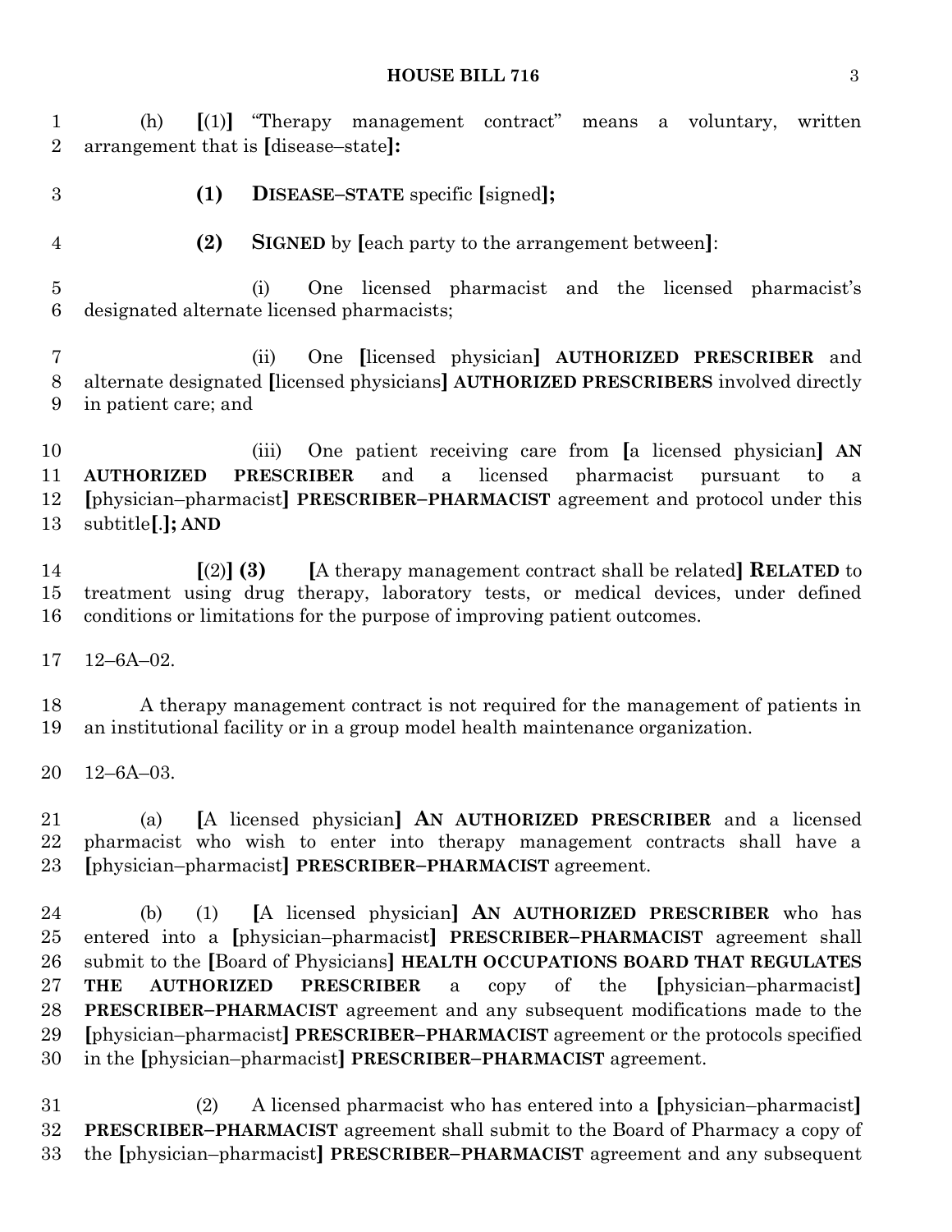(h) [(1)] "Therapy management contract" means a voluntary, written arrangement that is [disease–state]:

**(1)** **DISEASE–STATE** specific [signed]**;**

**(2)** **SIGNED** by [each party to the arrangement between]:

(i) One licensed pharmacist and the licensed pharmacist's designated alternate licensed pharmacists;

(ii) One [licensed physician] **AUTHORIZED PRESCRIBER** and alternate designated [licensed physicians] **AUTHORIZED PRESCRIBERS** involved directly in patient care; and

(iii) One patient receiving care from [a licensed physician] **AN AUTHORIZED PRESCRIBER** and a licensed pharmacist pursuant to a [physician–pharmacist] **PRESCRIBER–PHARMACIST** agreement and protocol under this subtitle[.]**; AND**

[(2)] **(3)** [A therapy management contract shall be related] **RELATED** to treatment using drug therapy, laboratory tests, or medical devices, under defined conditions or limitations for the purpose of improving patient outcomes.

12–6A–02.

A therapy management contract is not required for the management of patients in an institutional facility or in a group model health maintenance organization.

12–6A–03.

(a) [A licensed physician] **AN AUTHORIZED PRESCRIBER** and a licensed pharmacist who wish to enter into therapy management contracts shall have a [physician–pharmacist] **PRESCRIBER–PHARMACIST** agreement.

(b) (1) [A licensed physician] **AN AUTHORIZED PRESCRIBER** who has entered into a [physician–pharmacist] **PRESCRIBER–PHARMACIST** agreement shall submit to the [Board of Physicians] **HEALTH OCCUPATIONS BOARD THAT REGULATES THE AUTHORIZED PRESCRIBER** a copy of the [physician–pharmacist] **PRESCRIBER–PHARMACIST** agreement and any subsequent modifications made to the [physician–pharmacist] **PRESCRIBER–PHARMACIST** agreement or the protocols specified in the [physician–pharmacist] **PRESCRIBER–PHARMACIST** agreement.

(2) A licensed pharmacist who has entered into a [physician–pharmacist] **PRESCRIBER–PHARMACIST** agreement shall submit to the Board of Pharmacy a copy of the [physician–pharmacist] **PRESCRIBER–PHARMACIST** agreement and any subsequent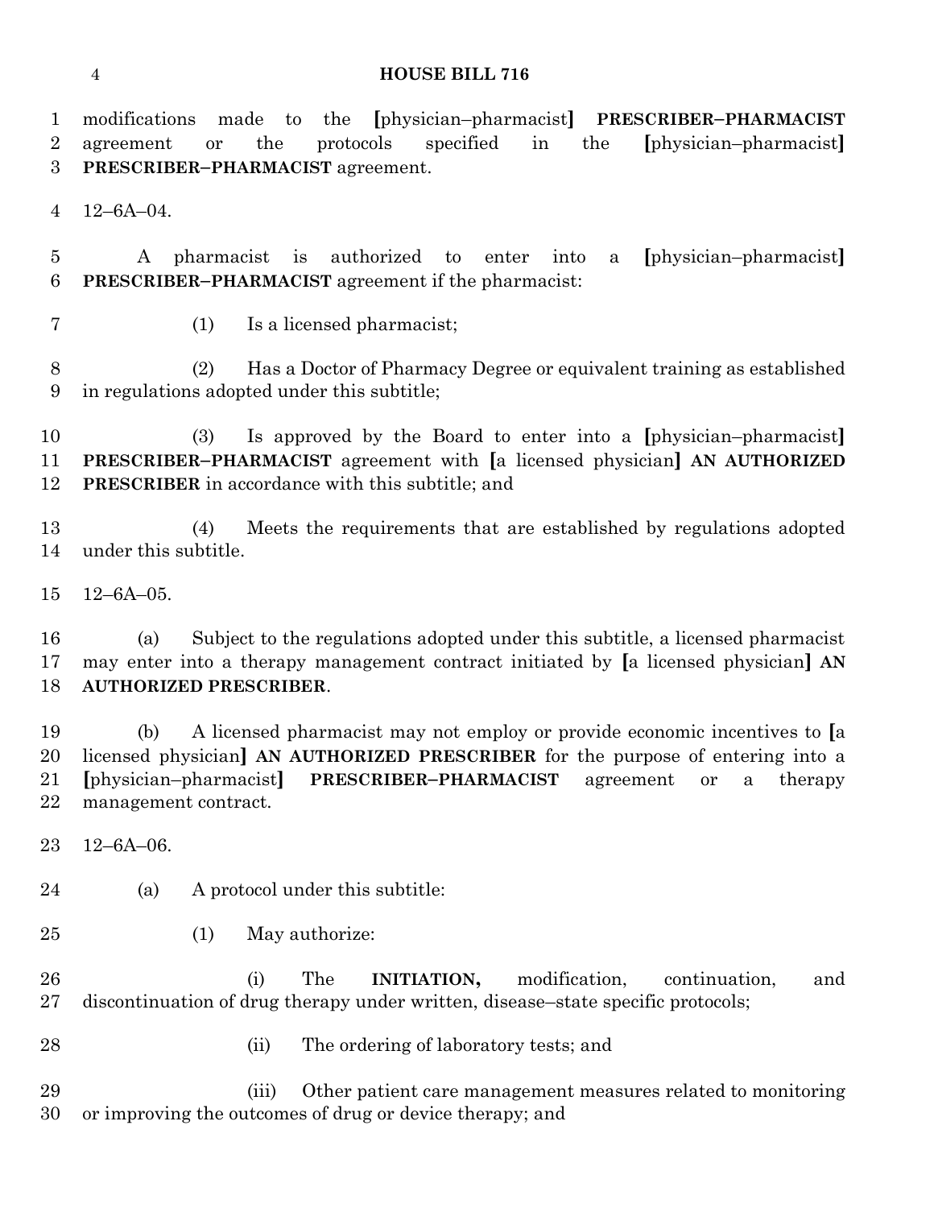modifications made to the [physician–pharmacist] **PRESCRIBER–PHARMACIST** agreement or the protocols specified in the [physician–pharmacist] **PRESCRIBER–PHARMACIST** agreement.

12–6A–04.

A pharmacist is authorized to enter into a [physician–pharmacist] **PRESCRIBER–PHARMACIST** agreement if the pharmacist:

(1) Is a licensed pharmacist;

(2) Has a Doctor of Pharmacy Degree or equivalent training as established in regulations adopted under this subtitle;

(3) Is approved by the Board to enter into a [physician–pharmacist] **PRESCRIBER–PHARMACIST** agreement with [a licensed physician] **AN AUTHORIZED PRESCRIBER** in accordance with this subtitle; and

(4) Meets the requirements that are established by regulations adopted under this subtitle.

12–6A–05.

(a) Subject to the regulations adopted under this subtitle, a licensed pharmacist may enter into a therapy management contract initiated by [a licensed physician] **AN AUTHORIZED PRESCRIBER**.

(b) A licensed pharmacist may not employ or provide economic incentives to [a licensed physician] **AN AUTHORIZED PRESCRIBER** for the purpose of entering into a [physician–pharmacist] **PRESCRIBER–PHARMACIST** agreement or a therapy management contract.

12–6A–06.

(a) A protocol under this subtitle:

(1) May authorize:

(i) The **INITIATION,** modification, continuation, and discontinuation of drug therapy under written, disease–state specific protocols;

(ii) The ordering of laboratory tests; and

(iii) Other patient care management measures related to monitoring or improving the outcomes of drug or device therapy; and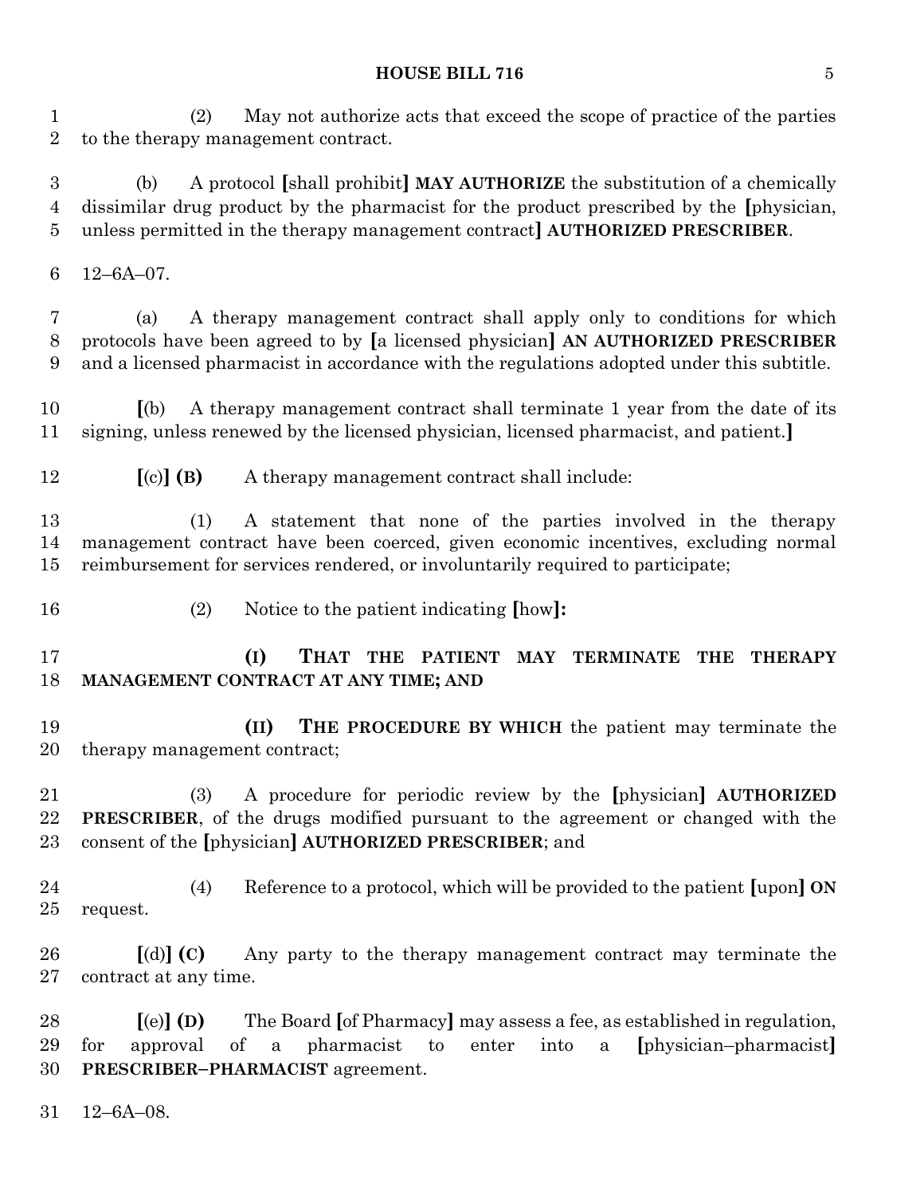(2) May not authorize acts that exceed the scope of practice of the parties to the therapy management contract.

(b) A protocol [shall prohibit] **MAY AUTHORIZE** the substitution of a chemically dissimilar drug product by the pharmacist for the product prescribed by the [physician, unless permitted in the therapy management contract] **AUTHORIZED PRESCRIBER**.

12–6A–07.

(a) A therapy management contract shall apply only to conditions for which protocols have been agreed to by [a licensed physician] **AN AUTHORIZED PRESCRIBER** and a licensed pharmacist in accordance with the regulations adopted under this subtitle.

[(b) A therapy management contract shall terminate 1 year from the date of its signing, unless renewed by the licensed physician, licensed pharmacist, and patient.]

[(c)] **(B)** A therapy management contract shall include:

(1) A statement that none of the parties involved in the therapy management contract have been coerced, given economic incentives, excluding normal reimbursement for services rendered, or involuntarily required to participate;

(2) Notice to the patient indicating [how]**:**

**(I) THAT THE PATIENT MAY TERMINATE THE THERAPY MANAGEMENT CONTRACT AT ANY TIME; AND**

**(II) THE PROCEDURE BY WHICH** the patient may terminate the therapy management contract;

(3) A procedure for periodic review by the [physician] **AUTHORIZED PRESCRIBER**, of the drugs modified pursuant to the agreement or changed with the consent of the [physician] **AUTHORIZED PRESCRIBER**; and

(4) Reference to a protocol, which will be provided to the patient [upon] **ON** request.

[(d)] **(C)** Any party to the therapy management contract may terminate the contract at any time.

[(e)] **(D)** The Board [of Pharmacy] may assess a fee, as established in regulation, for approval of a pharmacist to enter into a [physician–pharmacist] **PRESCRIBER–PHARMACIST** agreement.

12–6A–08.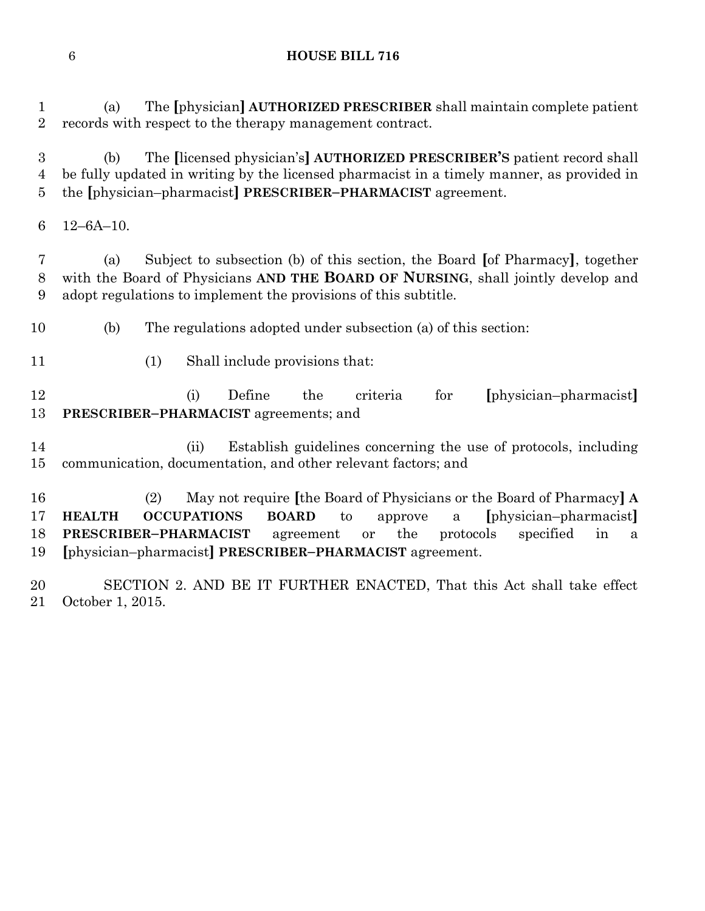(a) The [physician] **AUTHORIZED PRESCRIBER** shall maintain complete patient records with respect to the therapy management contract.

(b) The [licensed physician's] **AUTHORIZED PRESCRIBER'S** patient record shall be fully updated in writing by the licensed pharmacist in a timely manner, as provided in the [physician–pharmacist] **PRESCRIBER–PHARMACIST** agreement.

12–6A–10.

(a) Subject to subsection (b) of this section, the Board [of Pharmacy], together with the Board of Physicians **AND THE BOARD OF NURSING**, shall jointly develop and adopt regulations to implement the provisions of this subtitle.

(b) The regulations adopted under subsection (a) of this section:

(1) Shall include provisions that:

(i) Define the criteria for [physician–pharmacist] **PRESCRIBER–PHARMACIST** agreements; and

(ii) Establish guidelines concerning the use of protocols, including communication, documentation, and other relevant factors; and

(2) May not require [the Board of Physicians or the Board of Pharmacy] **A HEALTH OCCUPATIONS BOARD** to approve a [physician–pharmacist] **PRESCRIBER–PHARMACIST** agreement or the protocols specified in a [physician–pharmacist] **PRESCRIBER–PHARMACIST** agreement.

SECTION 2. AND BE IT FURTHER ENACTED, That this Act shall take effect October 1, 2015.